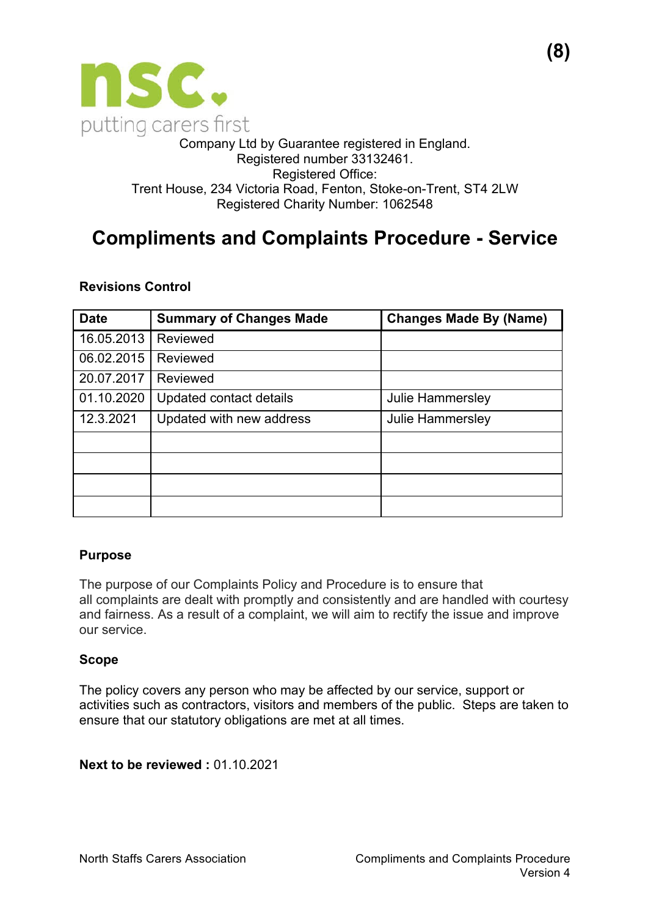(8)

nsc.
putting carers first

Company Ltd by Guarantee registered in England.
Registered number 33132461.
Registered Office:
Trent House, 234 Victoria Road, Fenton, Stoke-on-Trent, ST4 2LW
Registered Charity Number: 1062548

# Compliments and Complaints Procedure - Service

**Revisions Control**

| Date | Summary of Changes Made | Changes Made By (Name) |
|---|---|---|
| 16.05.2013 | Reviewed | |
| 06.02.2015 | Reviewed | |
| 20.07.2017 | Reviewed | |
| 01.10.2020 | Updated contact details | Julie Hammersley |
| 12.3.2021 | Updated with new address | Julie Hammersley |
| | | |
| | | |
| | | |
| | | |

**Purpose**

The purpose of our Complaints Policy and Procedure is to ensure that all complaints are dealt with promptly and consistently and are handled with courtesy and fairness. As a result of a complaint, we will aim to rectify the issue and improve our service.

**Scope**

The policy covers any person who may be affected by our service, support or activities such as contractors, visitors and members of the public. Steps are taken to ensure that our statutory obligations are met at all times.

**Next to be reviewed :** 01.10.2021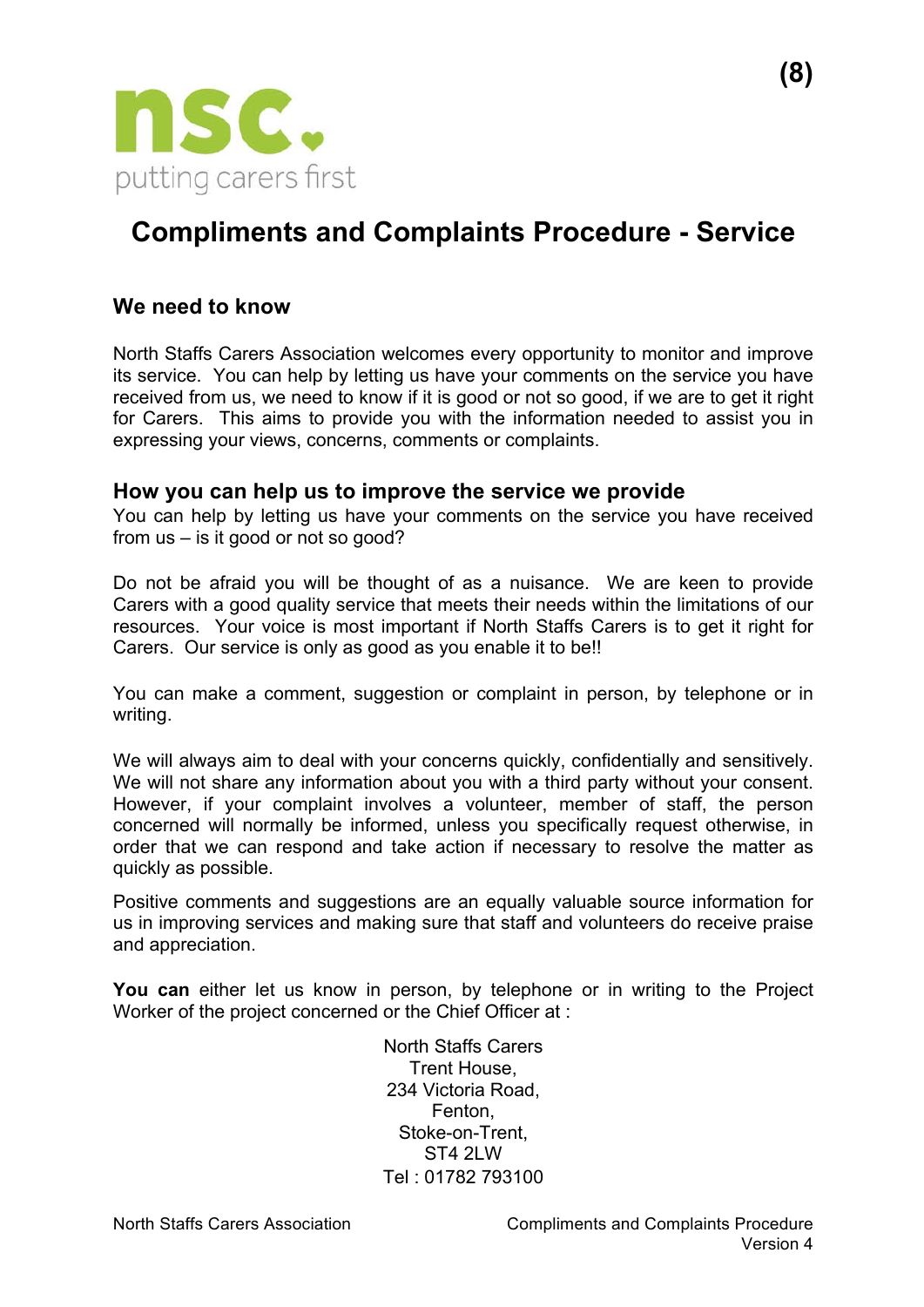(8)

nsc.
putting carers first

# Compliments and Complaints Procedure - Service

## We need to know

North Staffs Carers Association welcomes every opportunity to monitor and improve its service. You can help by letting us have your comments on the service you have received from us, we need to know if it is good or not so good, if we are to get it right for Carers. This aims to provide you with the information needed to assist you in expressing your views, concerns, comments or complaints.

## How you can help us to improve the service we provide

You can help by letting us have your comments on the service you have received from us – is it good or not so good?

Do not be afraid you will be thought of as a nuisance. We are keen to provide Carers with a good quality service that meets their needs within the limitations of our resources. Your voice is most important if North Staffs Carers is to get it right for Carers. Our service is only as good as you enable it to be!!

You can make a comment, suggestion or complaint in person, by telephone or in writing.

We will always aim to deal with your concerns quickly, confidentially and sensitively. We will not share any information about you with a third party without your consent. However, if your complaint involves a volunteer, member of staff, the person concerned will normally be informed, unless you specifically request otherwise, in order that we can respond and take action if necessary to resolve the matter as quickly as possible.

Positive comments and suggestions are an equally valuable source information for us in improving services and making sure that staff and volunteers do receive praise and appreciation.

**You can** either let us know in person, by telephone or in writing to the Project Worker of the project concerned or the Chief Officer at :

North Staffs Carers
Trent House,
234 Victoria Road,
Fenton,
Stoke-on-Trent,
ST4 2LW
Tel : 01782 793100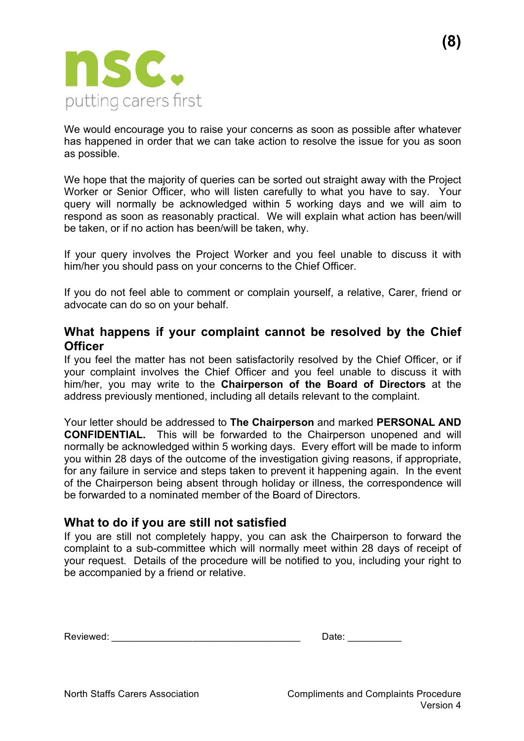We would encourage you to raise your concerns as soon as possible after whatever has happened in order that we can take action to resolve the issue for you as soon as possible.

We hope that the majority of queries can be sorted out straight away with the Project Worker or Senior Officer, who will listen carefully to what you have to say. Your query will normally be acknowledged within 5 working days and we will aim to respond as soon as reasonably practical. We will explain what action has been/will be taken, or if no action has been/will be taken, why.

If your query involves the Project Worker and you feel unable to discuss it with him/her you should pass on your concerns to the Chief Officer.

If you do not feel able to comment or complain yourself, a relative, Carer, friend or advocate can do so on your behalf.

## What happens if your complaint cannot be resolved by the Chief Officer

If you feel the matter has not been satisfactorily resolved by the Chief Officer, or if your complaint involves the Chief Officer and you feel unable to discuss it with him/her, you may write to the **Chairperson of the Board of Directors** at the address previously mentioned, including all details relevant to the complaint.

Your letter should be addressed to **The Chairperson** and marked **PERSONAL AND CONFIDENTIAL.** This will be forwarded to the Chairperson unopened and will normally be acknowledged within 5 working days. Every effort will be made to inform you within 28 days of the outcome of the investigation giving reasons, if appropriate, for any failure in service and steps taken to prevent it happening again. In the event of the Chairperson being absent through holiday or illness, the correspondence will be forwarded to a nominated member of the Board of Directors.

## What to do if you are still not satisfied

If you are still not completely happy, you can ask the Chairperson to forward the complaint to a sub-committee which will normally meet within 28 days of receipt of your request. Details of the procedure will be notified to you, including your right to be accompanied by a friend or relative.

Reviewed: ________________________________ Date: __________